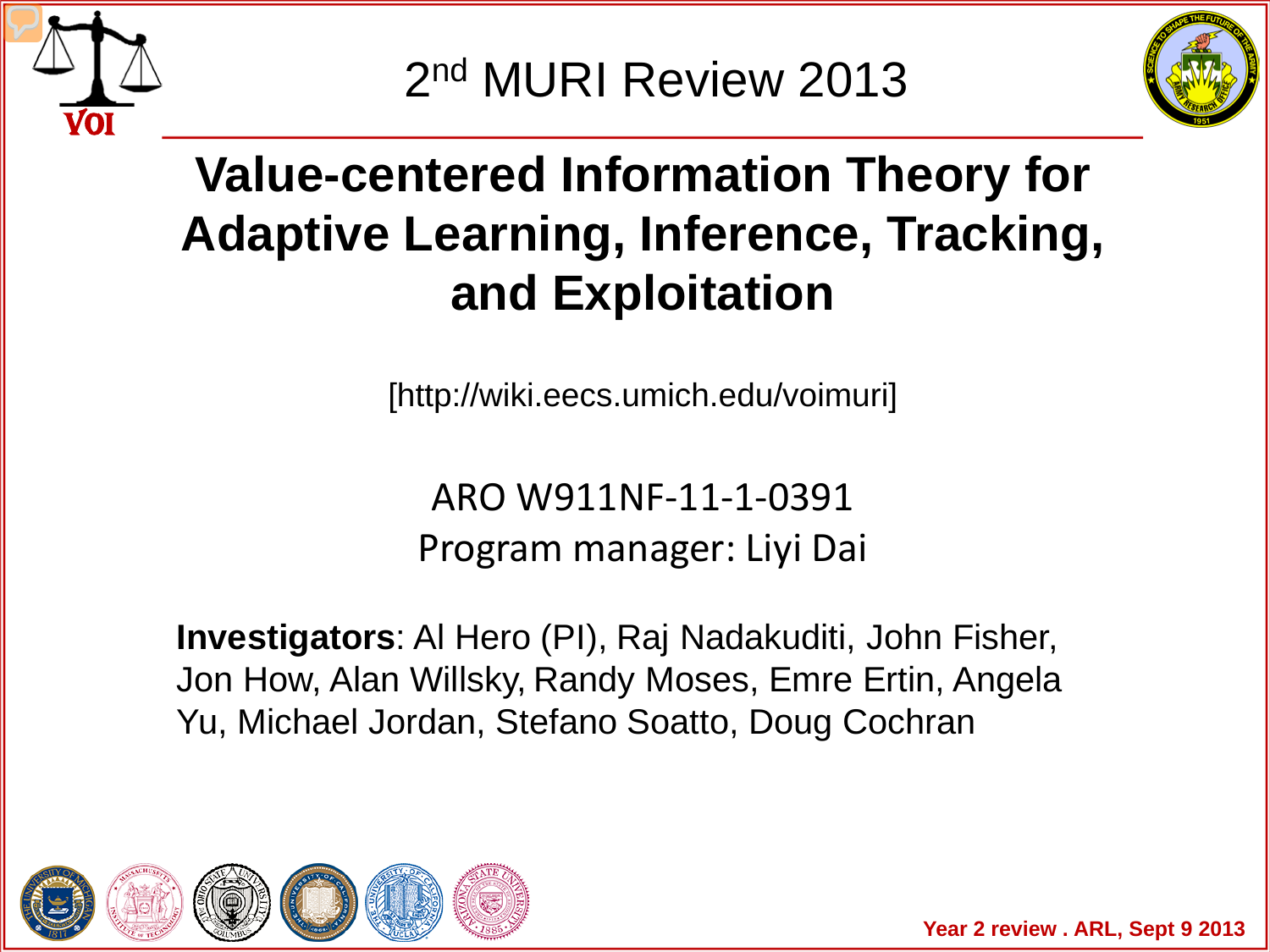2nd MURI Review 2013

# Value-centered Information Theory for Adaptive Learning, Inference, Tracking, and Exploitation

[http://wiki.eecs.umich.edu/voimuri]

ARO W911NF-11-1-0391
Program manager: Liyi Dai

**Investigators**: Al Hero (PI), Raj Nadakuditi, John Fisher, Jon How, Alan Willsky, Randy Moses, Emre Ertin, Angela Yu, Michael Jordan, Stefano Soatto, Doug Cochran

Year 2 review . ARL, Sept 9 2013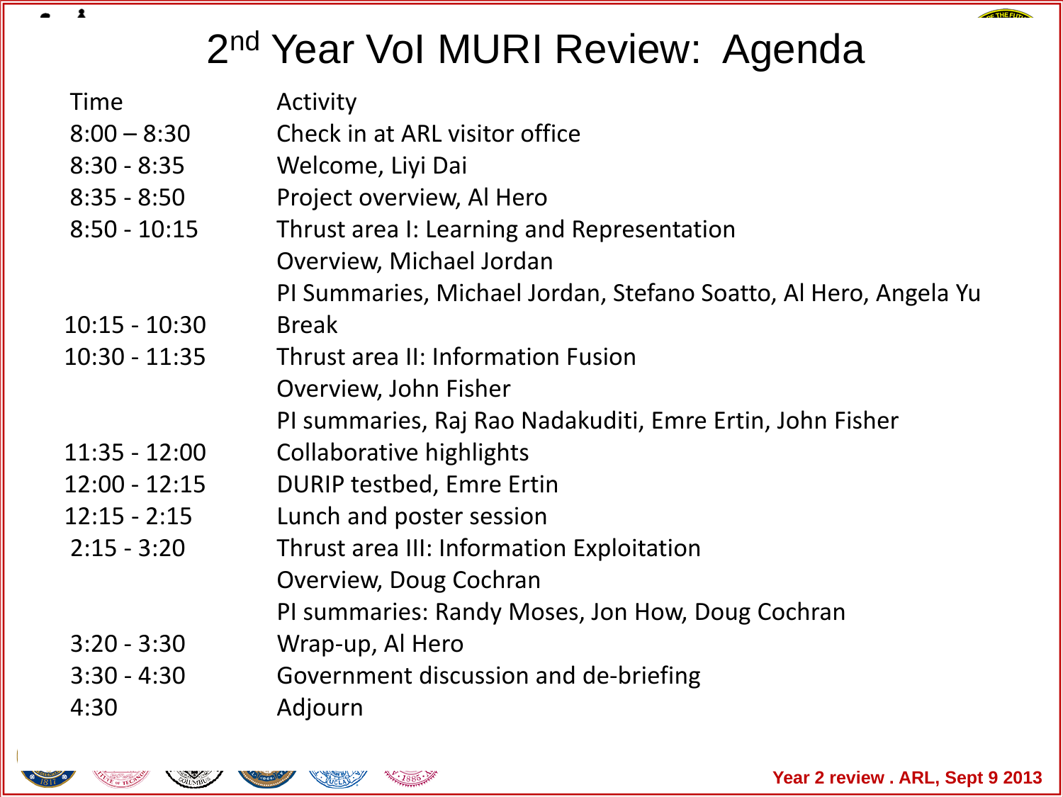# $2^{nd}$ Year VoI MURI Review: Agenda

| Time | Activity |
|---|---|
| 8:00 – 8:30 | Check in at ARL visitor office |
| 8:30 - 8:35 | Welcome, Liyi Dai |
| 8:35 - 8:50 | Project overview, Al Hero |
| 8:50 - 10:15 | Thrust area I: Learning and Representation |
| | Overview, Michael Jordan |
| | PI Summaries, Michael Jordan, Stefano Soatto, Al Hero, Angela Yu |
| 10:15 - 10:30 | Break |
| 10:30 - 11:35 | Thrust area II: Information Fusion |
| | Overview, John Fisher |
| | PI summaries, Raj Rao Nadakuditi, Emre Ertin, John Fisher |
| 11:35 - 12:00 | Collaborative highlights |
| 12:00 - 12:15 | DURIP testbed, Emre Ertin |
| 12:15 - 2:15 | Lunch and poster session |
| 2:15 - 3:20 | Thrust area III: Information Exploitation |
| | Overview, Doug Cochran |
| | PI summaries: Randy Moses, Jon How, Doug Cochran |
| 3:20 - 3:30 | Wrap-up, Al Hero |
| 3:30 - 4:30 | Government discussion and de-briefing |
| 4:30 | Adjourn |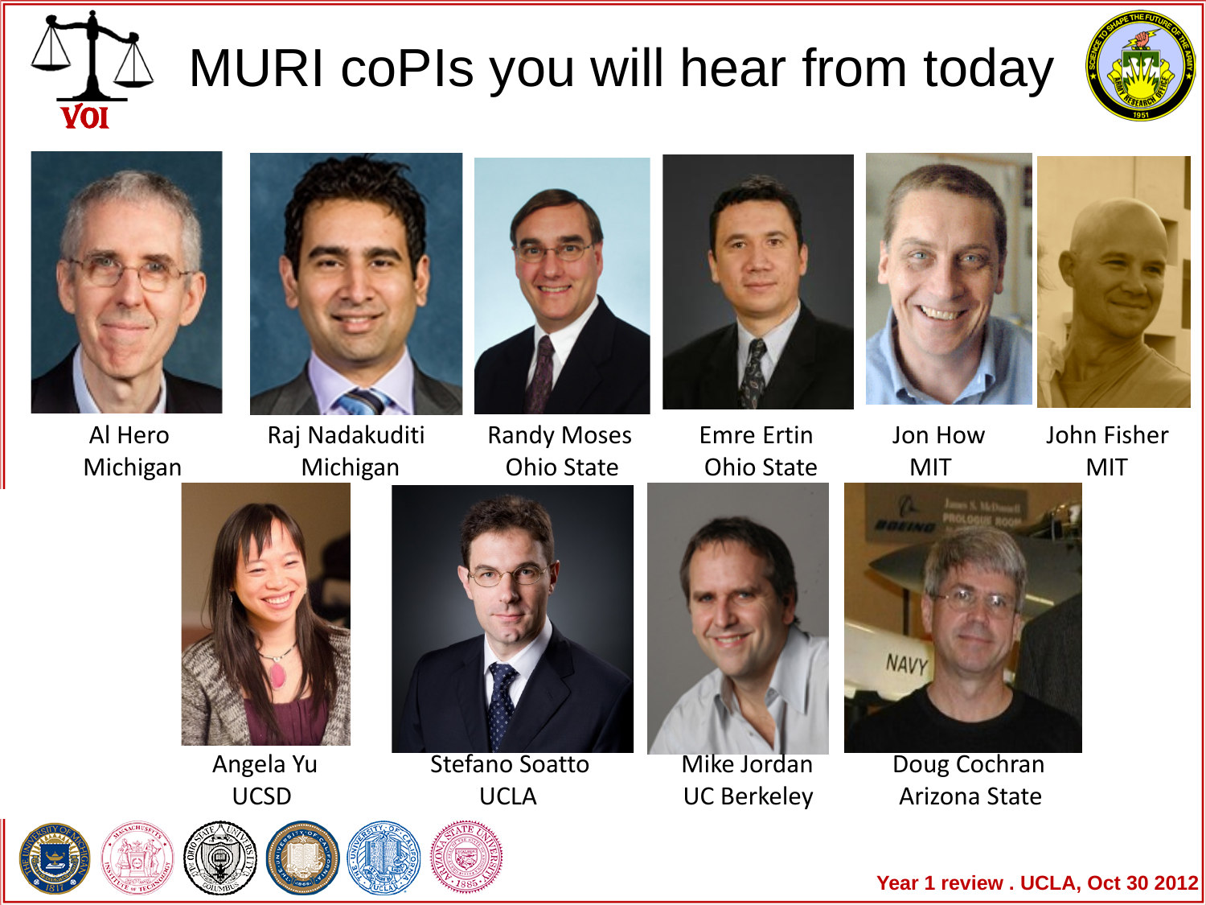# MURI coPIs you will hear from today

Al Hero
Michigan

Raj Nadakuditi
Michigan

Randy Moses
Ohio State

Emre Ertin
Ohio State

Jon How
MIT

John Fisher
MIT

Angela Yu
UCSD

Stefano Soatto
UCLA

Mike Jordan
UC Berkeley

Doug Cochran
Arizona State

Year 1 review . UCLA, Oct 30 2012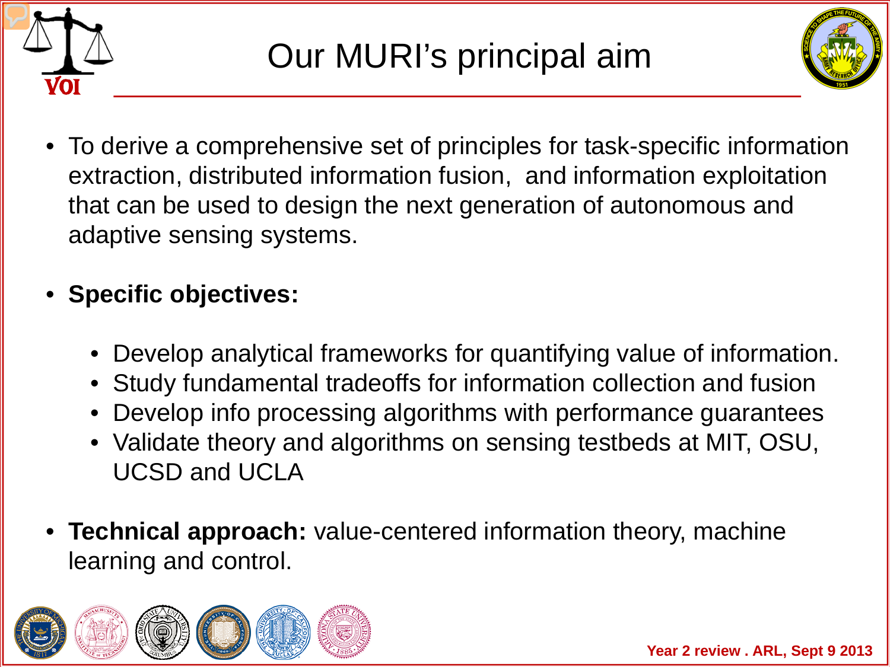# Our MURI's principal aim

- To derive a comprehensive set of principles for task-specific information extraction, distributed information fusion, and information exploitation that can be used to design the next generation of autonomous and adaptive sensing systems.

- **Specific objectives:**
  - Develop analytical frameworks for quantifying value of information.
  - Study fundamental tradeoffs for information collection and fusion
  - Develop info processing algorithms with performance guarantees
  - Validate theory and algorithms on sensing testbeds at MIT, OSU, UCSD and UCLA

- **Technical approach:** value-centered information theory, machine learning and control.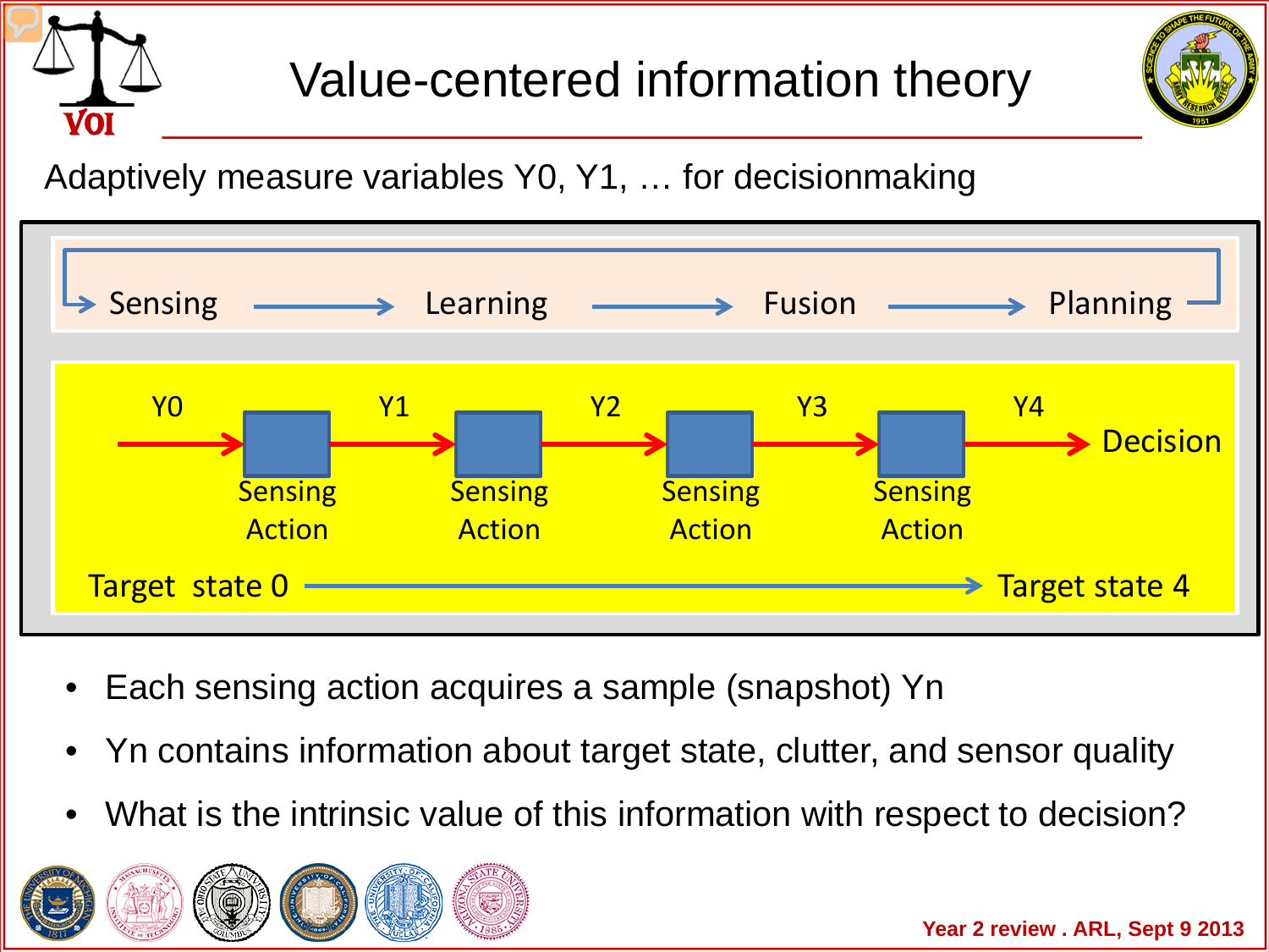# Value-centered information theory

Adaptively measure variables Y0, Y1, … for decisionmaking

Sensing → Learning → Fusion → Planning

Y0 → Sensing Action → Y1 → Sensing Action → Y2 → Sensing Action → Y3 → Sensing Action → Y4 → Decision

Target state 0 → Target state 4

- Each sensing action acquires a sample (snapshot) Yn
- Yn contains information about target state, clutter, and sensor quality
- What is the intrinsic value of this information with respect to decision?

Year 2 review . ARL, Sept 9 2013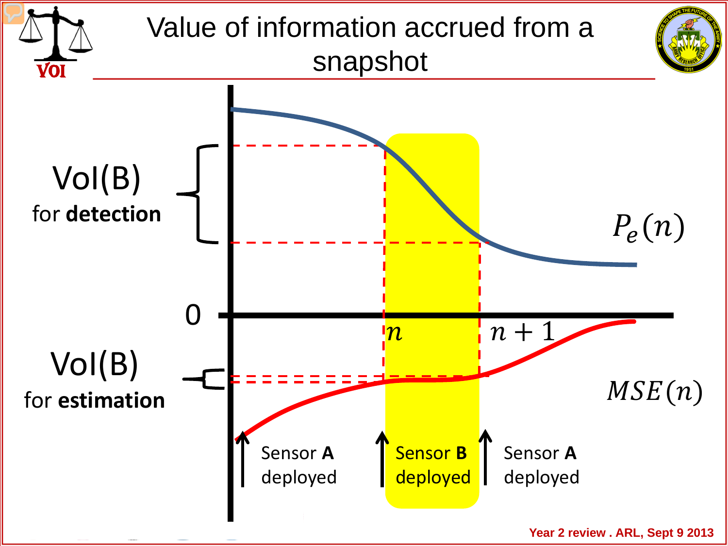# Value of information accrued from a snapshot

VoI(B) for **detection**

VoI(B) for **estimation**

$P_e(n)$

$MSE(n)$

0

$n$

$n+1$

Sensor **A** deployed

Sensor **B** deployed

Sensor **A** deployed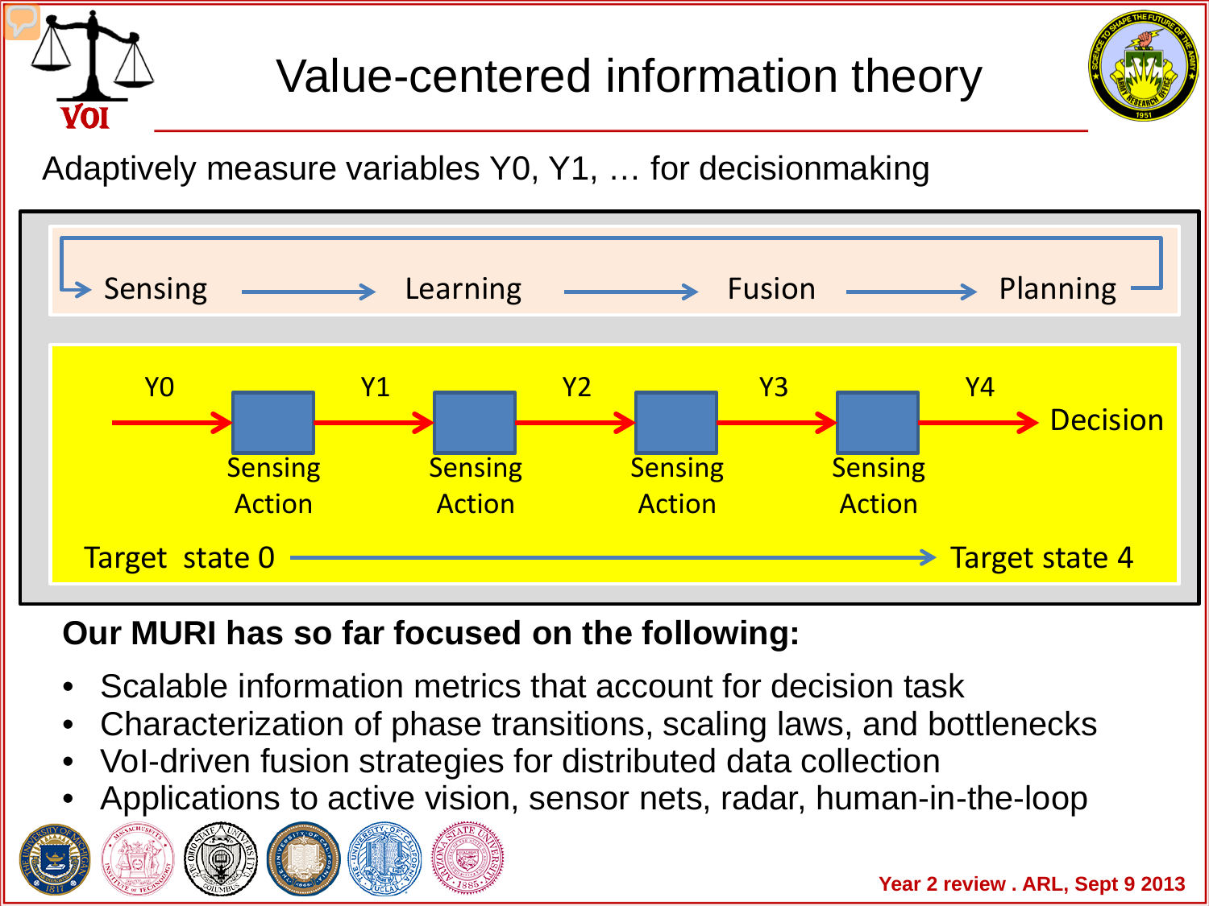# Value-centered information theory

Adaptively measure variables Y0, Y1, … for decisionmaking

Sensing → Learning → Fusion → Planning

Y0 → Sensing Action → Y1 → Sensing Action → Y2 → Sensing Action → Y3 → Sensing Action → Y4 → Decision

Target state 0 → Target state 4

**Our MURI has so far focused on the following:**

- Scalable information metrics that account for decision task
- Characterization of phase transitions, scaling laws, and bottlenecks
- VoI-driven fusion strategies for distributed data collection
- Applications to active vision, sensor nets, radar, human-in-the-loop

Year 2 review . ARL, Sept 9 2013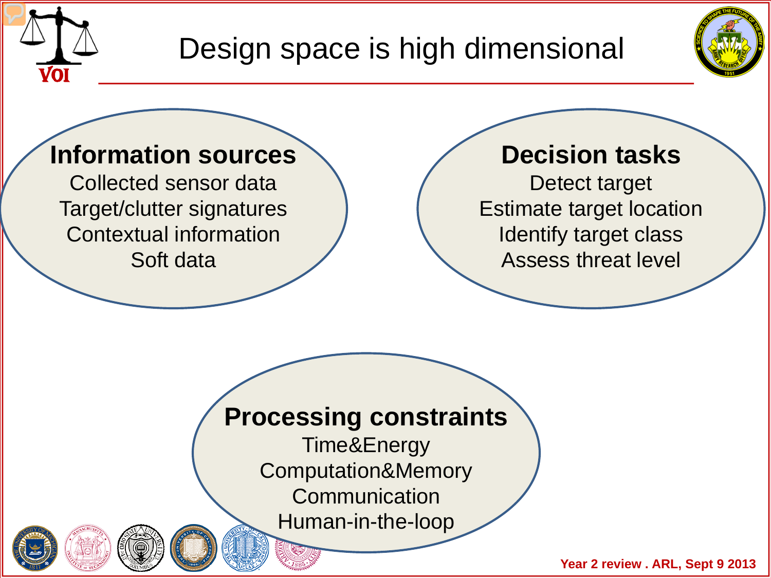# Design space is high dimensional

**Information sources**

Collected sensor data
Target/clutter signatures
Contextual information
Soft data

**Decision tasks**

Detect target
Estimate target location
Identify target class
Assess threat level

**Processing constraints**

Time&Energy
Computation&Memory
Communication
Human-in-the-loop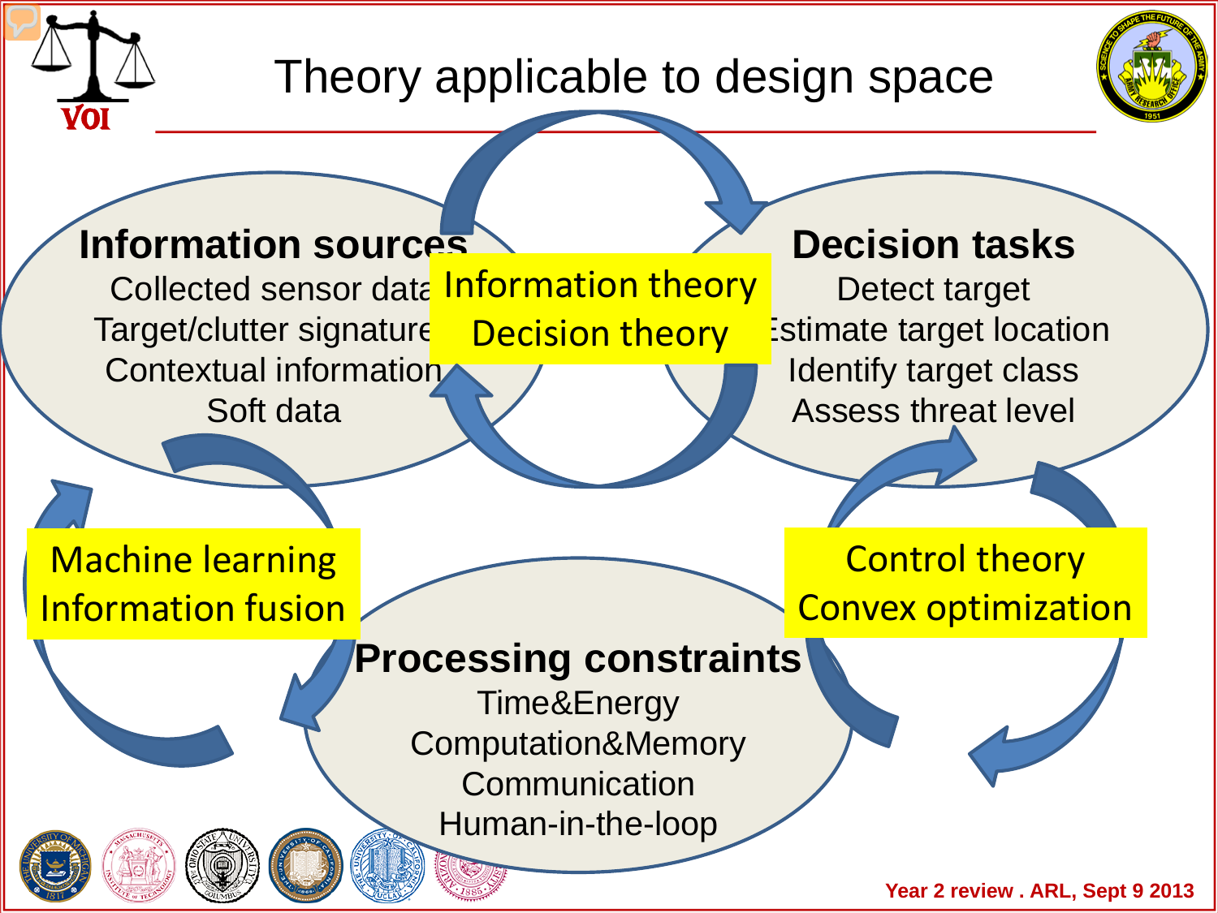# Theory applicable to design space

**Information sources**
- Collected sensor data
- Target/clutter signature
- Contextual information
- Soft data

**Information theory**
**Decision theory**

**Decision tasks**
- Detect target
- Estimate target location
- Identify target class
- Assess threat level

**Machine learning**
**Information fusion**

**Control theory**
**Convex optimization**

**Processing constraints**
- Time&Energy
- Computation&Memory
- Communication
- Human-in-the-loop

Year 2 review . ARL, Sept 9 2013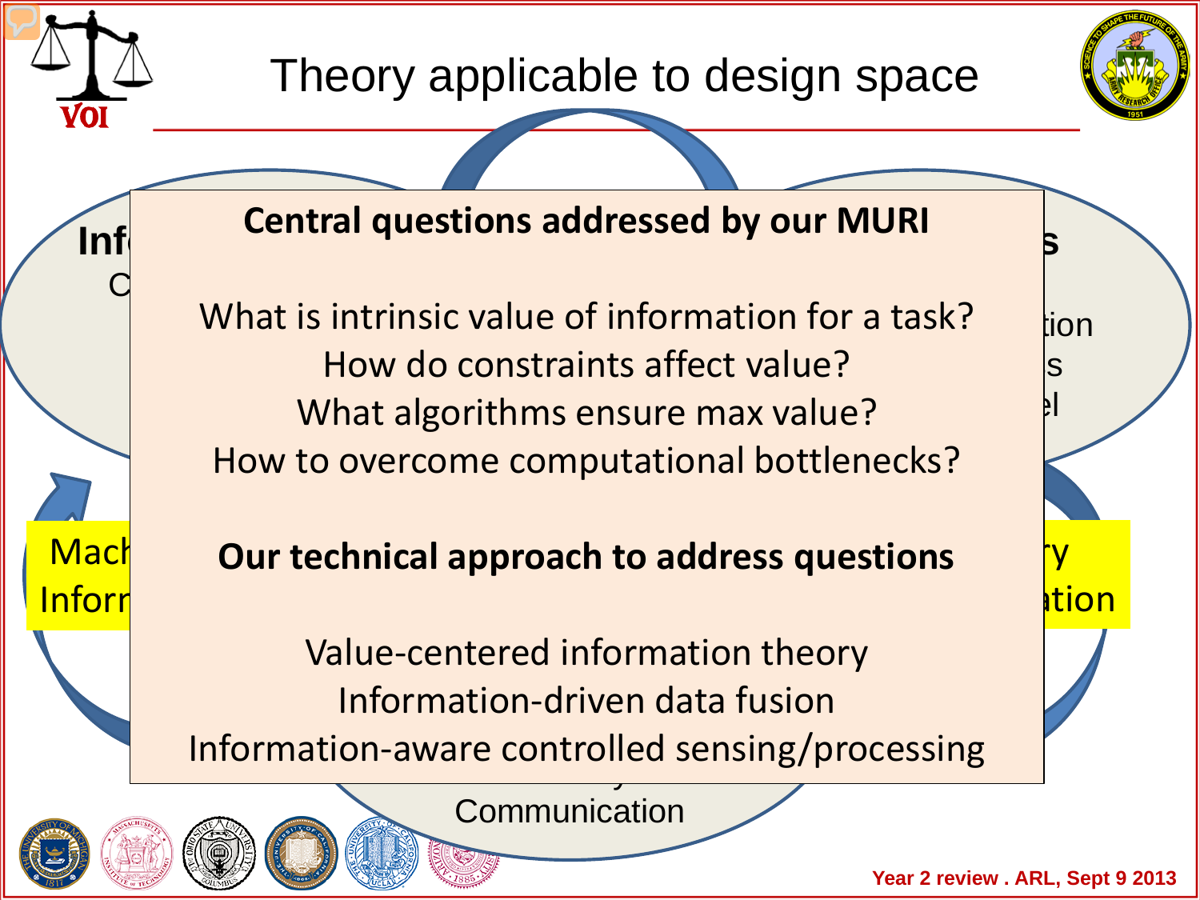# Theory applicable to design space

**Central questions addressed by our MURI**

What is intrinsic value of information for a task?
How do constraints affect value?
What algorithms ensure max value?
How to overcome computational bottlenecks?

**Our technical approach to address questions**

Value-centered information theory
Information-driven data fusion
Information-aware controlled sensing/processing

Communication

Year 2 review . ARL, Sept 9 2013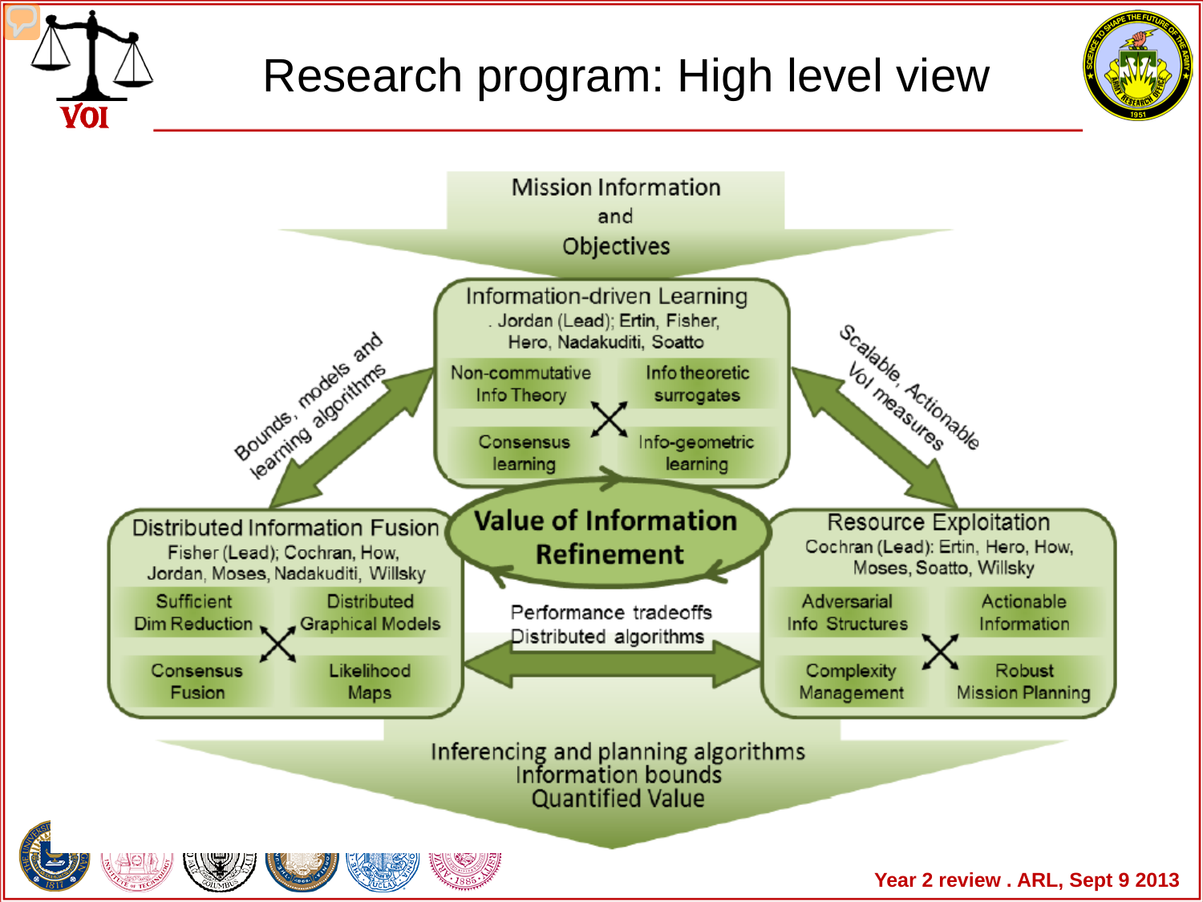# Research program: High level view

Mission Information and Objectives

**Information-driven Learning**
Jordan (Lead); Ertin, Fisher, Hero, Nadakuditi, Soatto

- Non-commutative Info Theory
- Info theoretic surrogates
- Consensus learning
- Info-geometric learning

Bounds, models and learning algorithms

Scalable, Actionable VoI measures

**Value of Information Refinement**

**Distributed Information Fusion**
Fisher (Lead); Cochran, How, Jordan, Moses, Nadakuditi, Willsky

- Sufficient Dim Reduction
- Distributed Graphical Models
- Consensus Fusion
- Likelihood Maps

Performance tradeoffs
Distributed algorithms

**Resource Exploitation**
Cochran (Lead): Ertin, Hero, How, Moses, Soatto, Willsky

- Adversarial Info Structures
- Actionable Information
- Complexity Management
- Robust Mission Planning

Inferencing and planning algorithms
Information bounds
Quantified Value

Year 2 review . ARL, Sept 9 2013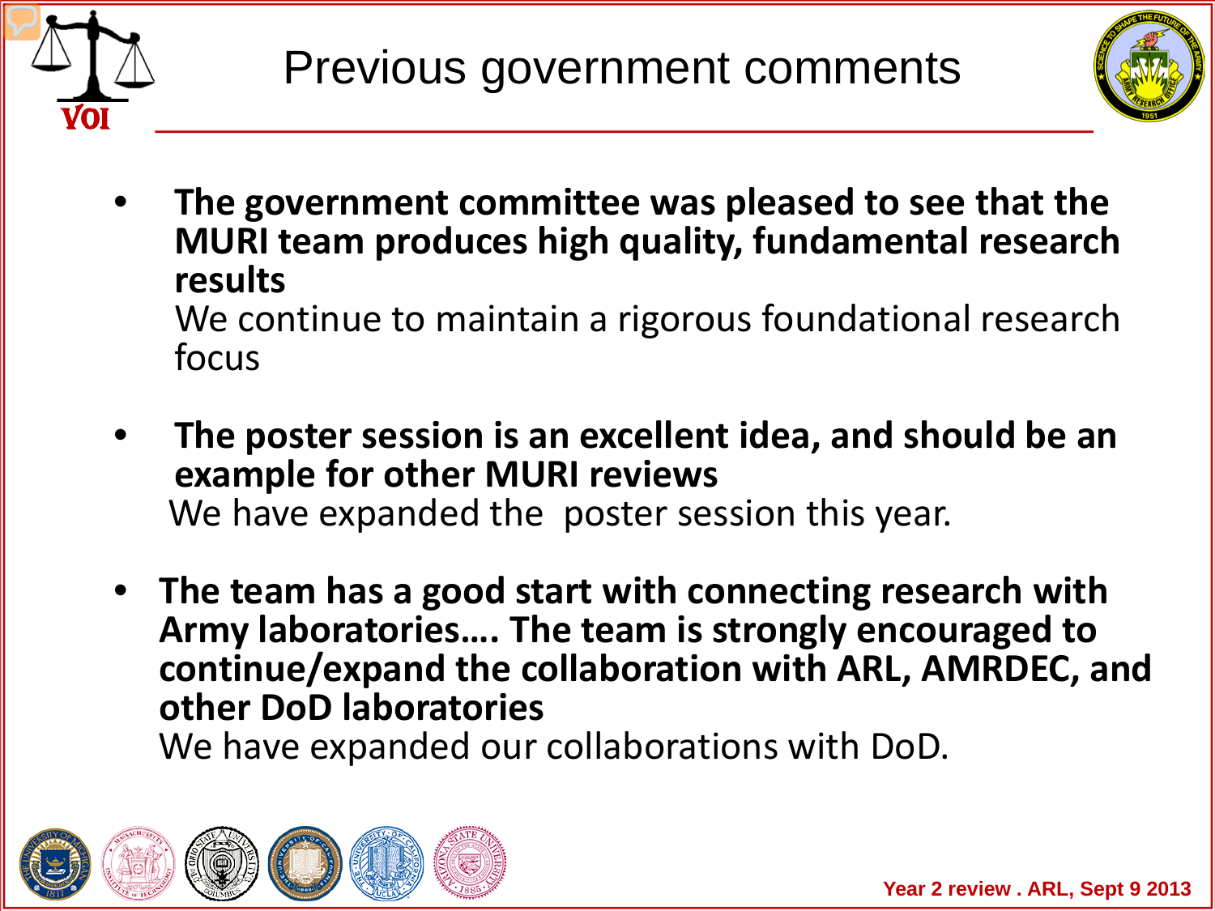# Previous government comments

- **The government committee was pleased to see that the MURI team produces high quality, fundamental research results**
  We continue to maintain a rigorous foundational research focus

- **The poster session is an excellent idea, and should be an example for other MURI reviews**
  We have expanded the poster session this year.

- **The team has a good start with connecting research with Army laboratories…. The team is strongly encouraged to continue/expand the collaboration with ARL, AMRDEC, and other DoD laboratories**
  We have expanded our collaborations with DoD.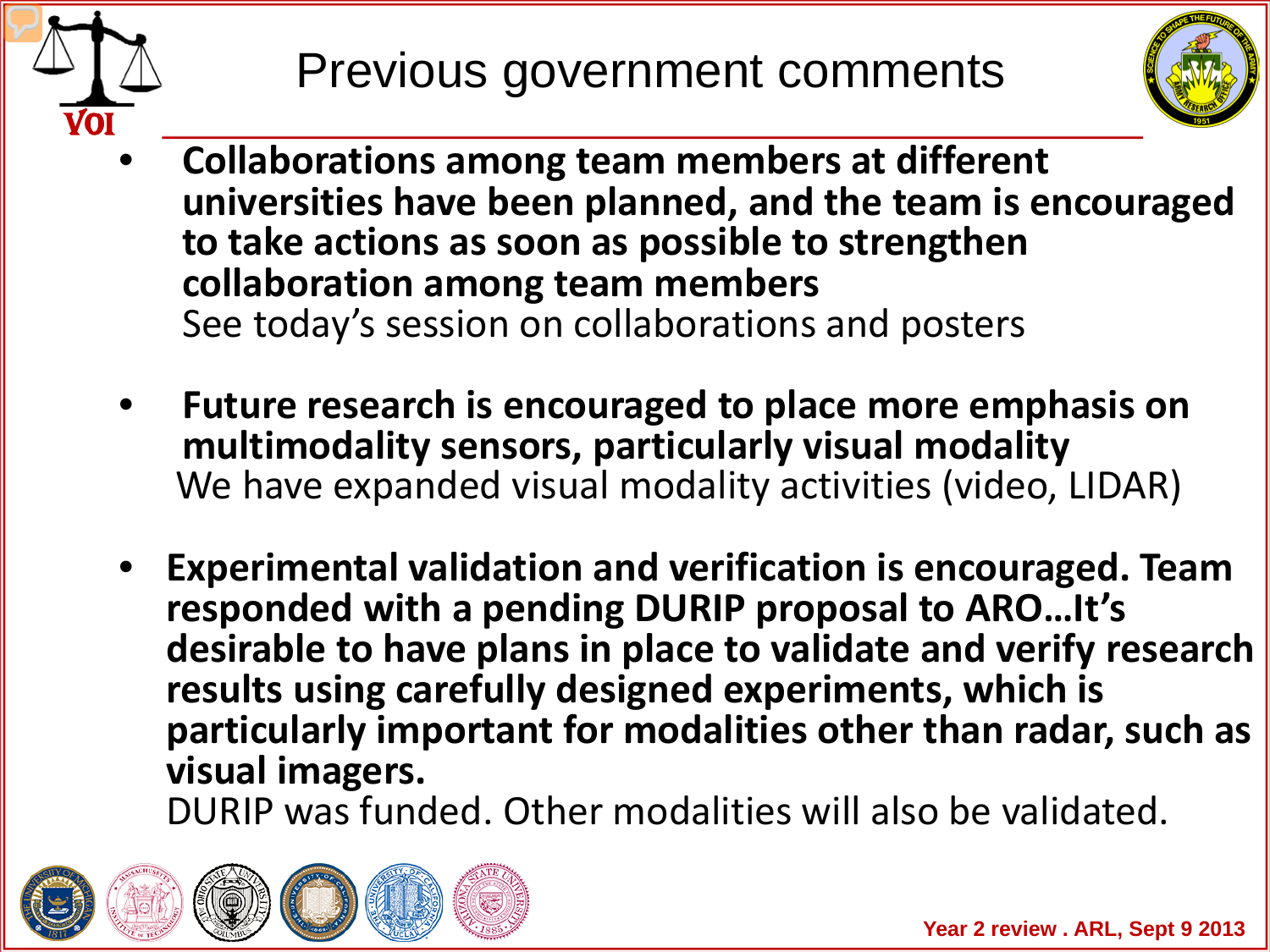# Previous government comments

- **Collaborations among team members at different universities have been planned, and the team is encouraged to take actions as soon as possible to strengthen collaboration among team members**
  See today's session on collaborations and posters

- **Future research is encouraged to place more emphasis on multimodality sensors, particularly visual modality**
  We have expanded visual modality activities (video, LIDAR)

- **Experimental validation and verification is encouraged. Team responded with a pending DURIP proposal to ARO…It's desirable to have plans in place to validate and verify research results using carefully designed experiments, which is particularly important for modalities other than radar, such as visual imagers.**
  DURIP was funded. Other modalities will also be validated.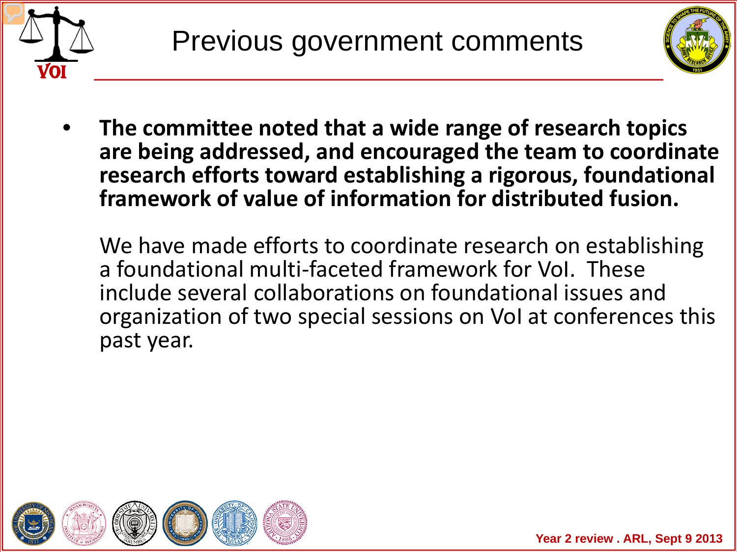# Previous government comments

- **The committee noted that a wide range of research topics are being addressed, and encouraged the team to coordinate research efforts toward establishing a rigorous, foundational framework of value of information for distributed fusion.**

  We have made efforts to coordinate research on establishing a foundational multi-faceted framework for VoI. These include several collaborations on foundational issues and organization of two special sessions on VoI at conferences this past year.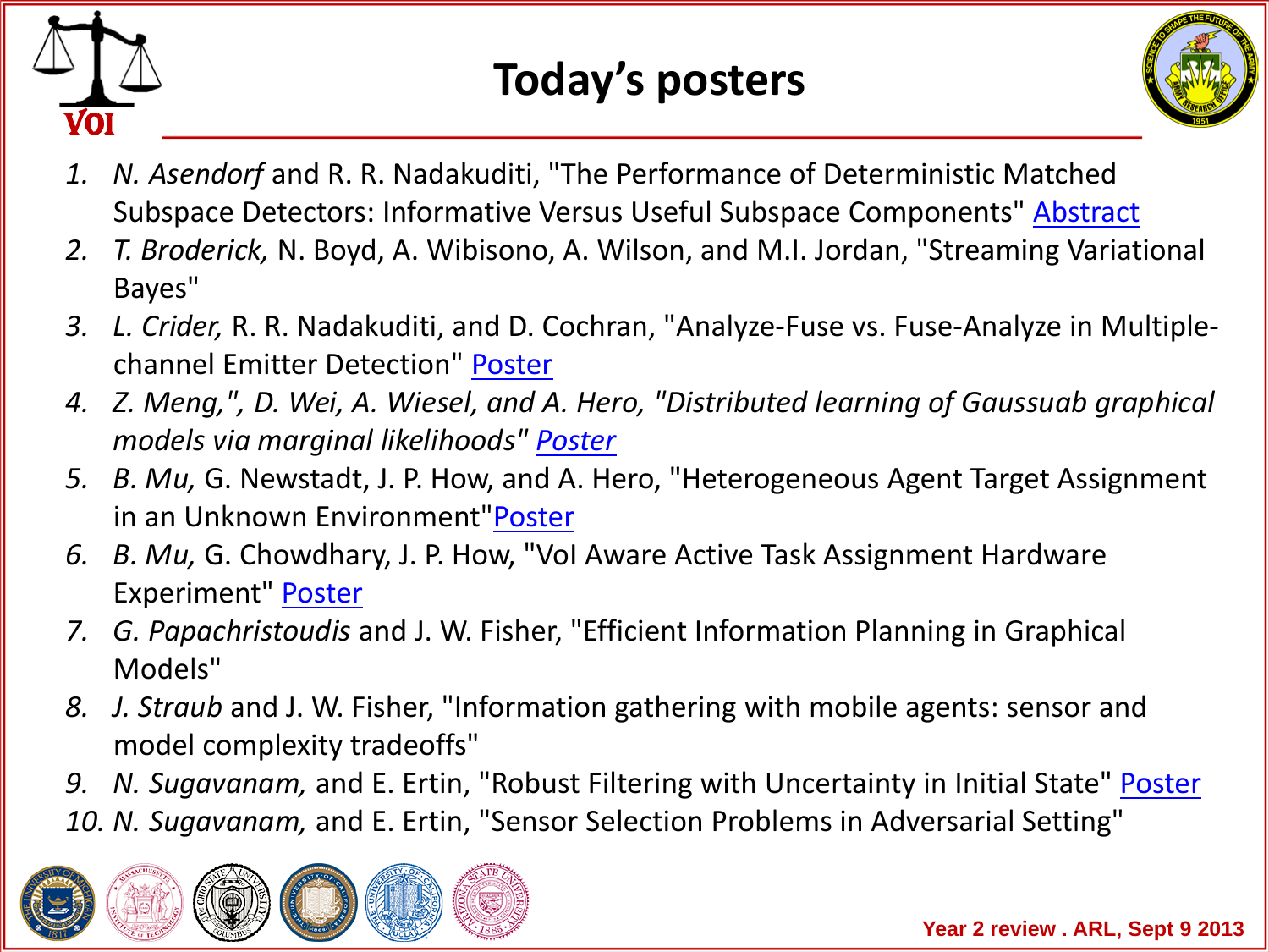# Today's posters

1. *N. Asendorf* and R. R. Nadakuditi, "The Performance of Deterministic Matched Subspace Detectors: Informative Versus Useful Subspace Components" Abstract
2. *T. Broderick,* N. Boyd, A. Wibisono, A. Wilson, and M.I. Jordan, "Streaming Variational Bayes"
3. *L. Crider,* R. R. Nadakuditi, and D. Cochran, "Analyze-Fuse vs. Fuse-Analyze in Multiple-channel Emitter Detection" Poster
4. *Z. Meng,", D. Wei, A. Wiesel, and A. Hero, "Distributed learning of Gaussuab graphical models via marginal likelihoods" Poster*
5. *B. Mu,* G. Newstadt, J. P. How, and A. Hero, "Heterogeneous Agent Target Assignment in an Unknown Environment"Poster
6. *B. Mu,* G. Chowdhary, J. P. How, "VoI Aware Active Task Assignment Hardware Experiment" Poster
7. *G. Papachristoudis* and J. W. Fisher, "Efficient Information Planning in Graphical Models"
8. *J. Straub* and J. W. Fisher, "Information gathering with mobile agents: sensor and model complexity tradeoffs"
9. *N. Sugavanam,* and E. Ertin, "Robust Filtering with Uncertainty in Initial State" Poster
10. *N. Sugavanam,* and E. Ertin, "Sensor Selection Problems in Adversarial Setting"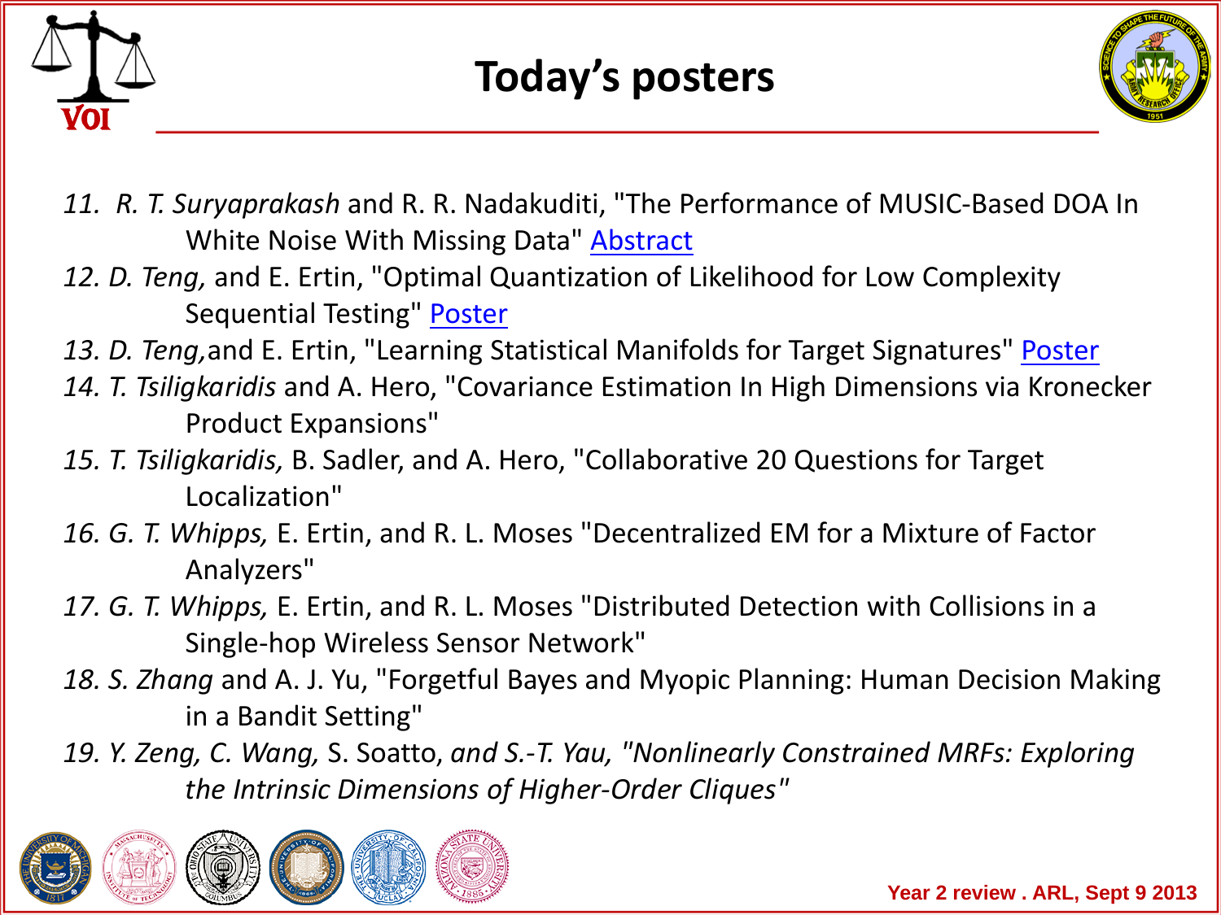# Today's posters

11. *R. T. Suryaprakash* and R. R. Nadakuditi, "The Performance of MUSIC-Based DOA In White Noise With Missing Data" Abstract
12. *D. Teng,* and E. Ertin, "Optimal Quantization of Likelihood for Low Complexity Sequential Testing" Poster
13. *D. Teng,* and E. Ertin, "Learning Statistical Manifolds for Target Signatures" Poster
14. *T. Tsiligkaridis* and A. Hero, "Covariance Estimation In High Dimensions via Kronecker Product Expansions"
15. *T. Tsiligkaridis,* B. Sadler, and A. Hero, "Collaborative 20 Questions for Target Localization"
16. *G. T. Whipps,* E. Ertin, and R. L. Moses "Decentralized EM for a Mixture of Factor Analyzers"
17. *G. T. Whipps,* E. Ertin, and R. L. Moses "Distributed Detection with Collisions in a Single-hop Wireless Sensor Network"
18. *S. Zhang* and A. J. Yu, "Forgetful Bayes and Myopic Planning: Human Decision Making in a Bandit Setting"
19. *Y. Zeng, C. Wang,* S. Soatto, *and S.-T. Yau, "Nonlinearly Constrained MRFs: Exploring the Intrinsic Dimensions of Higher-Order Cliques"*

Year 2 review . ARL, Sept 9 2013